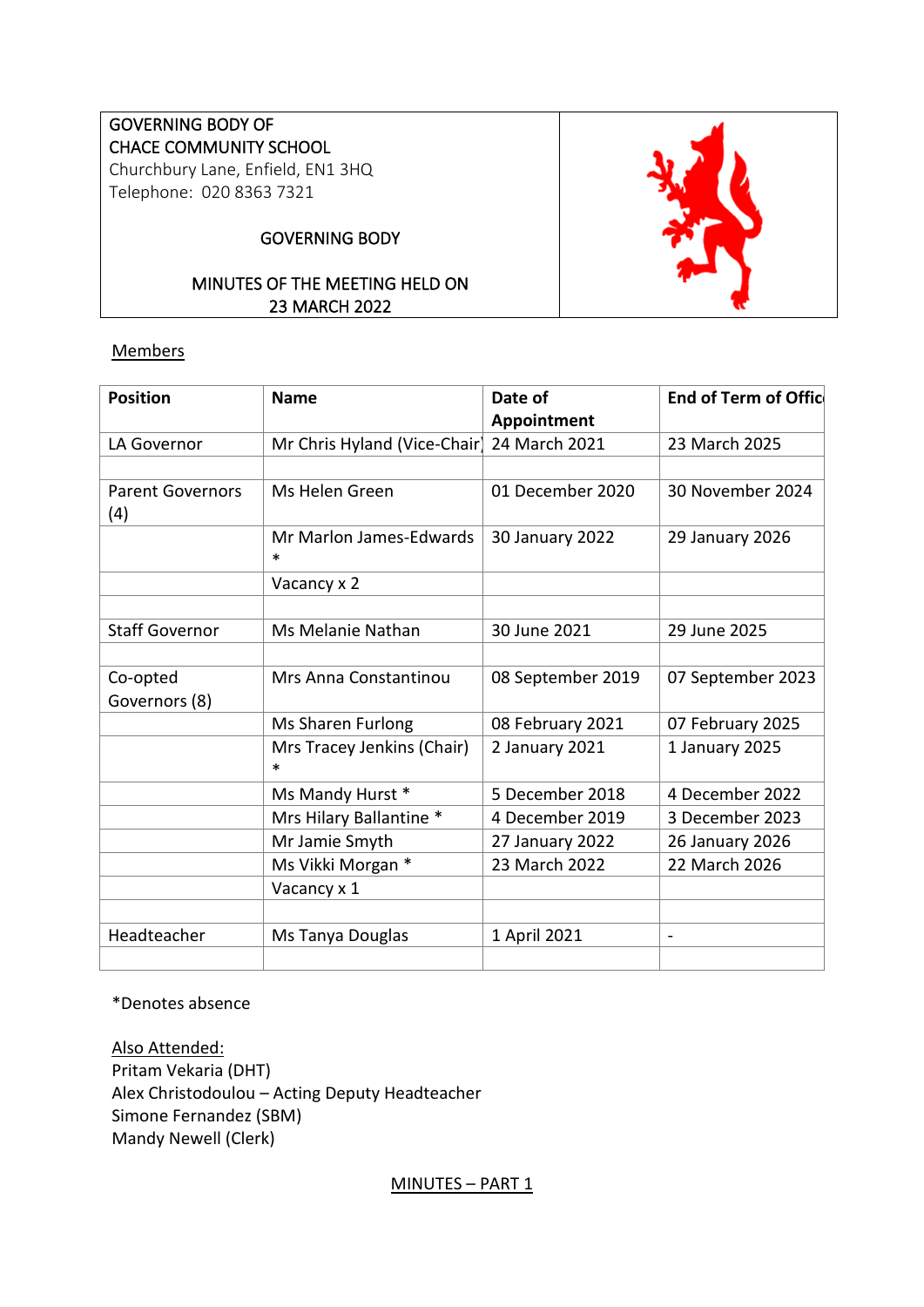GOVERNING BODY OF
CHACE COMMUNITY SCHOOL
Churchbury Lane, Enfield, EN1 3HQ
Telephone: 020 8363 7321

GOVERNING BODY

MINUTES OF THE MEETING HELD ON
23 MARCH 2022

Members

| Position | Name | Date of Appointment | End of Term of Office |
|---|---|---|---|
| LA Governor | Mr Chris Hyland (Vice-Chair) | 24 March 2021 | 23 March 2025 |
| | | | |
| Parent Governors (4) | Ms Helen Green | 01 December 2020 | 30 November 2024 |
| | Mr Marlon James-Edwards * | 30 January 2022 | 29 January 2026 |
| | Vacancy x 2 | | |
| | | | |
| Staff Governor | Ms Melanie Nathan | 30 June 2021 | 29 June 2025 |
| | | | |
| Co-opted Governors (8) | Mrs Anna Constantinou | 08 September 2019 | 07 September 2023 |
| | Ms Sharen Furlong | 08 February 2021 | 07 February 2025 |
| | Mrs Tracey Jenkins (Chair) * | 2 January 2021 | 1 January 2025 |
| | Ms Mandy Hurst * | 5 December 2018 | 4 December 2022 |
| | Mrs Hilary Ballantine * | 4 December 2019 | 3 December 2023 |
| | Mr Jamie Smyth | 27 January 2022 | 26 January 2026 |
| | Ms Vikki Morgan * | 23 March 2022 | 22 March 2026 |
| | Vacancy x 1 | | |
| | | | |
| Headteacher | Ms Tanya Douglas | 1 April 2021 | - |
| | | | |

*Denotes absence

Also Attended:
Pritam Vekaria (DHT)
Alex Christodoulou – Acting Deputy Headteacher
Simone Fernandez (SBM)
Mandy Newell (Clerk)

MINUTES – PART 1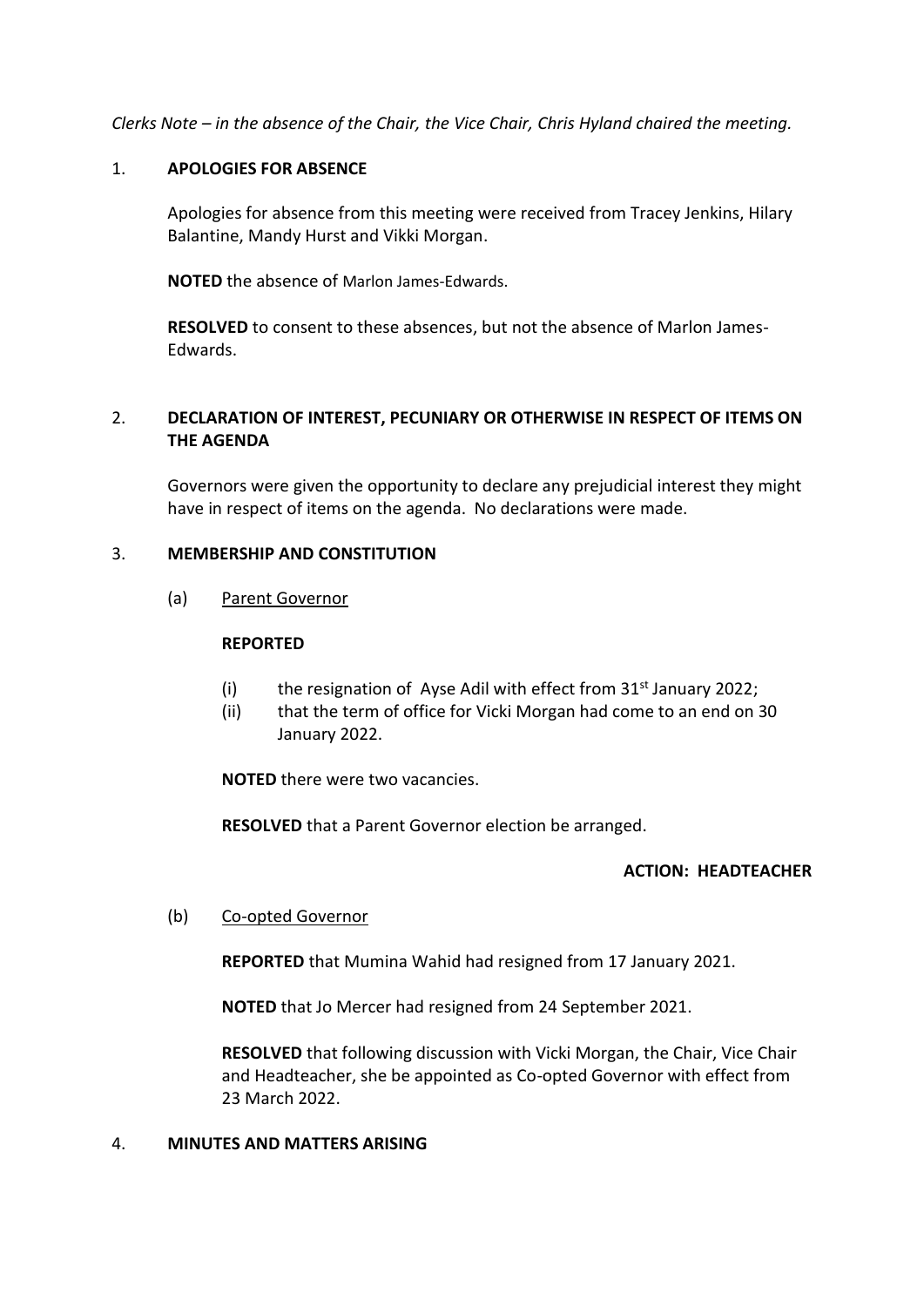*Clerks Note – in the absence of the Chair, the Vice Chair, Chris Hyland chaired the meeting.*

1. **APOLOGIES FOR ABSENCE**

   Apologies for absence from this meeting were received from Tracey Jenkins, Hilary Balantine, Mandy Hurst and Vikki Morgan.

   **NOTED** the absence of Marlon James-Edwards.

   **RESOLVED** to consent to these absences, but not the absence of Marlon James-Edwards.

2. **DECLARATION OF INTEREST, PECUNIARY OR OTHERWISE IN RESPECT OF ITEMS ON THE AGENDA**

   Governors were given the opportunity to declare any prejudicial interest they might have in respect of items on the agenda. No declarations were made.

3. **MEMBERSHIP AND CONSTITUTION**

   (a) Parent Governor

   **REPORTED**

   (i) the resignation of Ayse Adil with effect from 31st January 2022;
   (ii) that the term of office for Vicki Morgan had come to an end on 30 January 2022.

   **NOTED** there were two vacancies.

   **RESOLVED** that a Parent Governor election be arranged.

   **ACTION: HEADTEACHER**

   (b) Co-opted Governor

   **REPORTED** that Mumina Wahid had resigned from 17 January 2021.

   **NOTED** that Jo Mercer had resigned from 24 September 2021.

   **RESOLVED** that following discussion with Vicki Morgan, the Chair, Vice Chair and Headteacher, she be appointed as Co-opted Governor with effect from 23 March 2022.

4. **MINUTES AND MATTERS ARISING**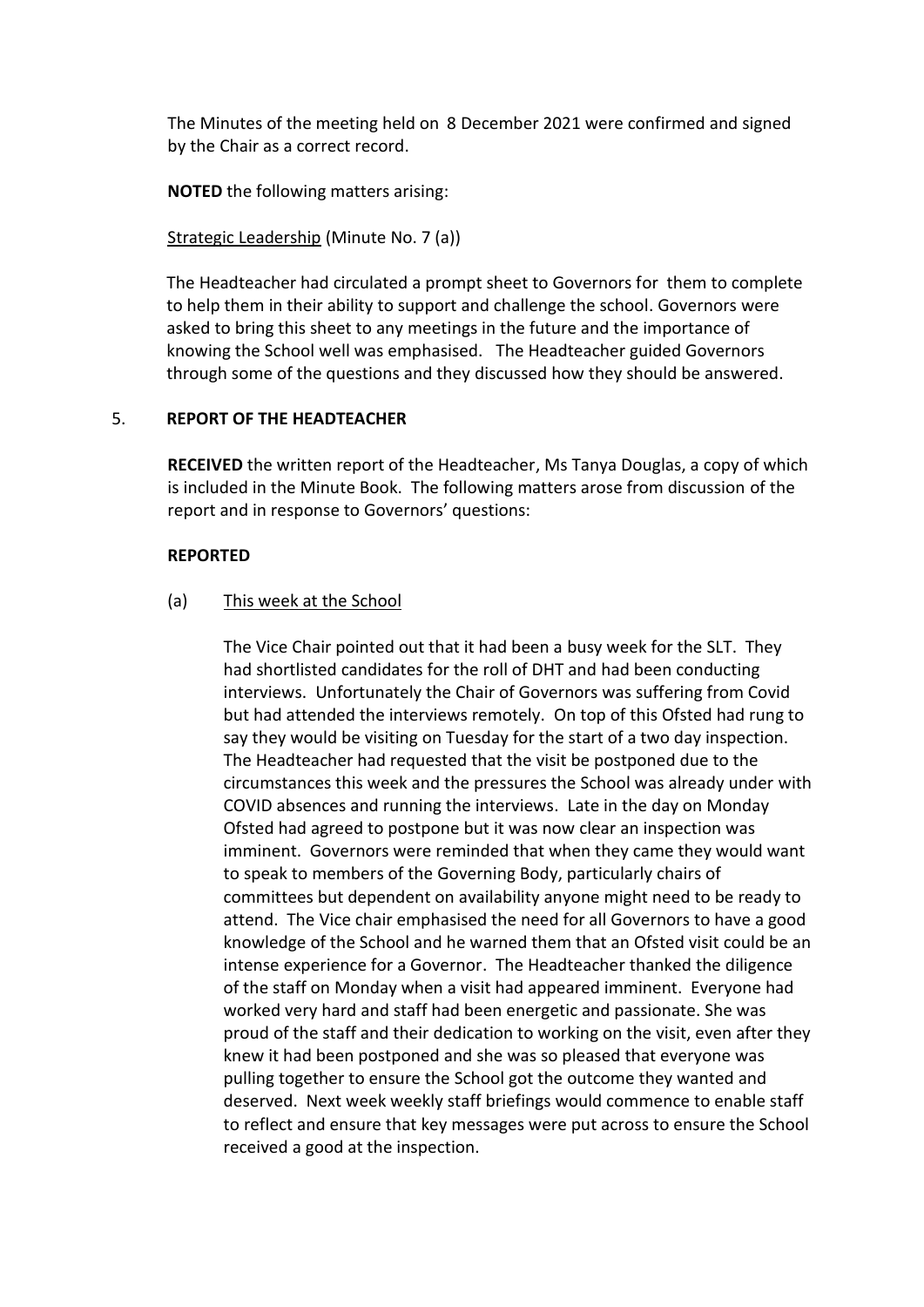The Minutes of the meeting held on 8 December 2021 were confirmed and signed by the Chair as a correct record.

**NOTED** the following matters arising:

Strategic Leadership (Minute No. 7 (a))

The Headteacher had circulated a prompt sheet to Governors for them to complete to help them in their ability to support and challenge the school. Governors were asked to bring this sheet to any meetings in the future and the importance of knowing the School well was emphasised. The Headteacher guided Governors through some of the questions and they discussed how they should be answered.

5. **REPORT OF THE HEADTEACHER**

**RECEIVED** the written report of the Headteacher, Ms Tanya Douglas, a copy of which is included in the Minute Book. The following matters arose from discussion of the report and in response to Governors' questions:

**REPORTED**

(a) This week at the School

The Vice Chair pointed out that it had been a busy week for the SLT. They had shortlisted candidates for the roll of DHT and had been conducting interviews. Unfortunately the Chair of Governors was suffering from Covid but had attended the interviews remotely. On top of this Ofsted had rung to say they would be visiting on Tuesday for the start of a two day inspection. The Headteacher had requested that the visit be postponed due to the circumstances this week and the pressures the School was already under with COVID absences and running the interviews. Late in the day on Monday Ofsted had agreed to postpone but it was now clear an inspection was imminent. Governors were reminded that when they came they would want to speak to members of the Governing Body, particularly chairs of committees but dependent on availability anyone might need to be ready to attend. The Vice chair emphasised the need for all Governors to have a good knowledge of the School and he warned them that an Ofsted visit could be an intense experience for a Governor. The Headteacher thanked the diligence of the staff on Monday when a visit had appeared imminent. Everyone had worked very hard and staff had been energetic and passionate. She was proud of the staff and their dedication to working on the visit, even after they knew it had been postponed and she was so pleased that everyone was pulling together to ensure the School got the outcome they wanted and deserved. Next week weekly staff briefings would commence to enable staff to reflect and ensure that key messages were put across to ensure the School received a good at the inspection.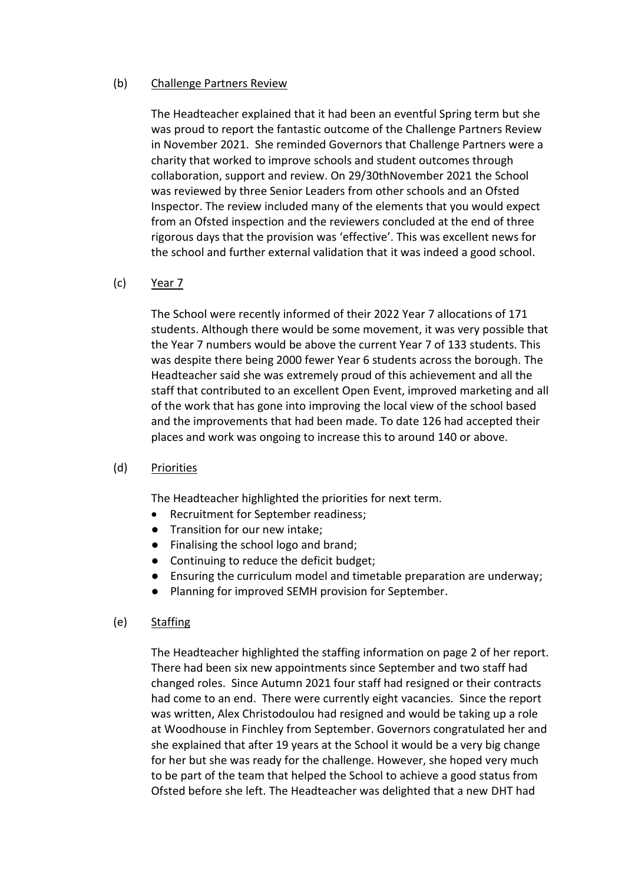(b) Challenge Partners Review

The Headteacher explained that it had been an eventful Spring term but she was proud to report the fantastic outcome of the Challenge Partners Review in November 2021. She reminded Governors that Challenge Partners were a charity that worked to improve schools and student outcomes through collaboration, support and review. On 29/30thNovember 2021 the School was reviewed by three Senior Leaders from other schools and an Ofsted Inspector. The review included many of the elements that you would expect from an Ofsted inspection and the reviewers concluded at the end of three rigorous days that the provision was 'effective'. This was excellent news for the school and further external validation that it was indeed a good school.

(c) Year 7

The School were recently informed of their 2022 Year 7 allocations of 171 students. Although there would be some movement, it was very possible that the Year 7 numbers would be above the current Year 7 of 133 students. This was despite there being 2000 fewer Year 6 students across the borough. The Headteacher said she was extremely proud of this achievement and all the staff that contributed to an excellent Open Event, improved marketing and all of the work that has gone into improving the local view of the school based and the improvements that had been made. To date 126 had accepted their places and work was ongoing to increase this to around 140 or above.

(d) Priorities

The Headteacher highlighted the priorities for next term.

- Recruitment for September readiness;
- Transition for our new intake;
- Finalising the school logo and brand;
- Continuing to reduce the deficit budget;
- Ensuring the curriculum model and timetable preparation are underway;
- Planning for improved SEMH provision for September.

(e) Staffing

The Headteacher highlighted the staffing information on page 2 of her report. There had been six new appointments since September and two staff had changed roles. Since Autumn 2021 four staff had resigned or their contracts had come to an end. There were currently eight vacancies. Since the report was written, Alex Christodoulou had resigned and would be taking up a role at Woodhouse in Finchley from September. Governors congratulated her and she explained that after 19 years at the School it would be a very big change for her but she was ready for the challenge. However, she hoped very much to be part of the team that helped the School to achieve a good status from Ofsted before she left. The Headteacher was delighted that a new DHT had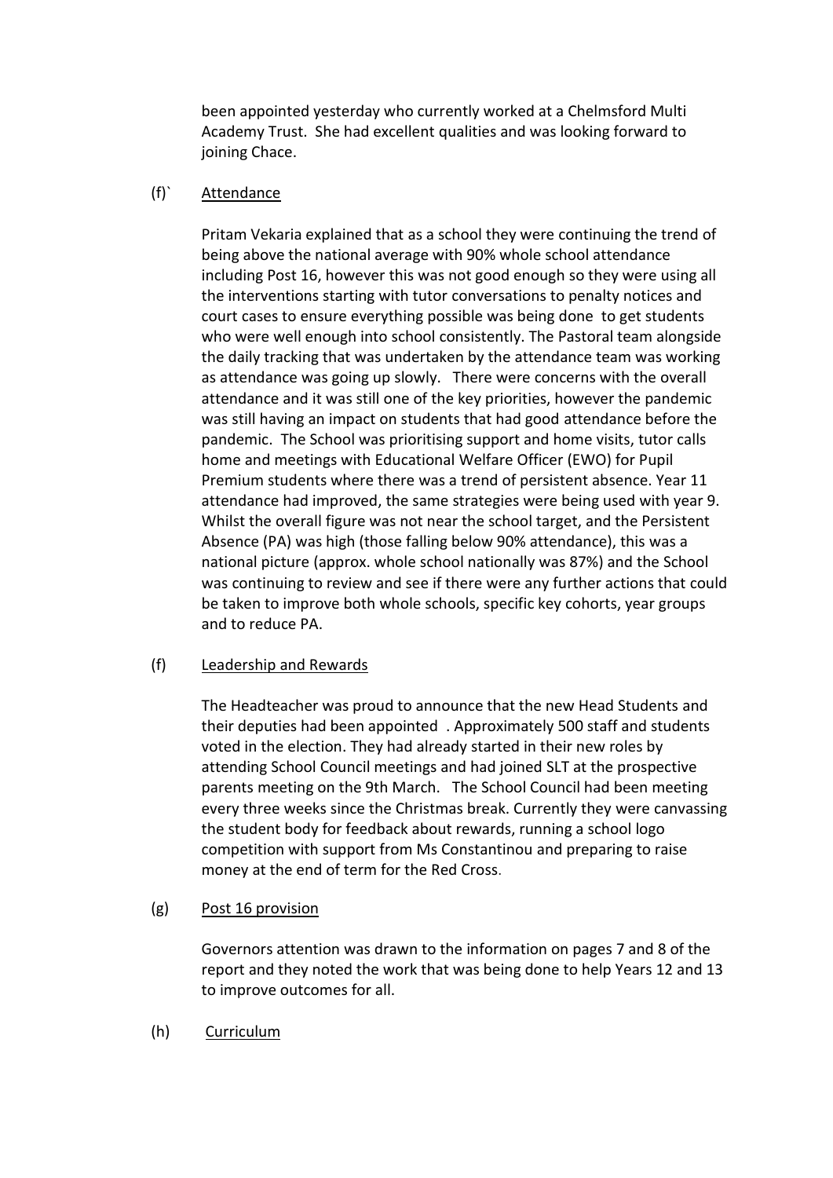been appointed yesterday who currently worked at a Chelmsford Multi Academy Trust. She had excellent qualities and was looking forward to joining Chace.

(f)` Attendance

Pritam Vekaria explained that as a school they were continuing the trend of being above the national average with 90% whole school attendance including Post 16, however this was not good enough so they were using all the interventions starting with tutor conversations to penalty notices and court cases to ensure everything possible was being done to get students who were well enough into school consistently. The Pastoral team alongside the daily tracking that was undertaken by the attendance team was working as attendance was going up slowly. There were concerns with the overall attendance and it was still one of the key priorities, however the pandemic was still having an impact on students that had good attendance before the pandemic. The School was prioritising support and home visits, tutor calls home and meetings with Educational Welfare Officer (EWO) for Pupil Premium students where there was a trend of persistent absence. Year 11 attendance had improved, the same strategies were being used with year 9. Whilst the overall figure was not near the school target, and the Persistent Absence (PA) was high (those falling below 90% attendance), this was a national picture (approx. whole school nationally was 87%) and the School was continuing to review and see if there were any further actions that could be taken to improve both whole schools, specific key cohorts, year groups and to reduce PA.

(f) Leadership and Rewards

The Headteacher was proud to announce that the new Head Students and their deputies had been appointed . Approximately 500 staff and students voted in the election. They had already started in their new roles by attending School Council meetings and had joined SLT at the prospective parents meeting on the 9th March. The School Council had been meeting every three weeks since the Christmas break. Currently they were canvassing the student body for feedback about rewards, running a school logo competition with support from Ms Constantinou and preparing to raise money at the end of term for the Red Cross.

(g) Post 16 provision

Governors attention was drawn to the information on pages 7 and 8 of the report and they noted the work that was being done to help Years 12 and 13 to improve outcomes for all.

(h) Curriculum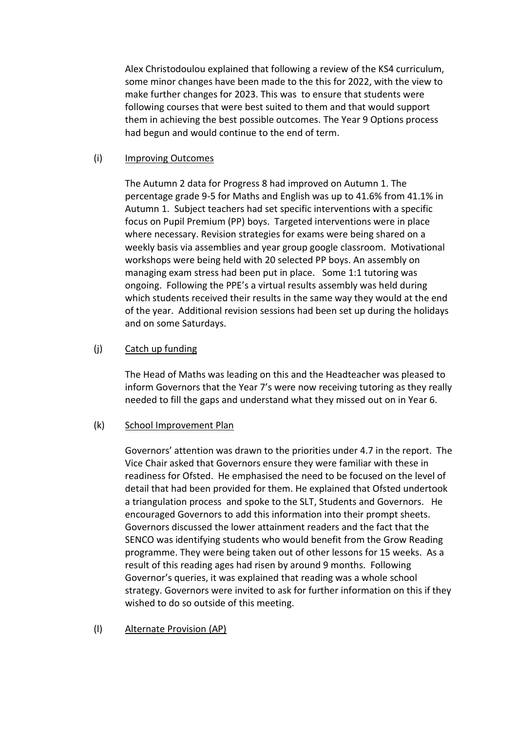Alex Christodoulou explained that following a review of the KS4 curriculum, some minor changes have been made to the this for 2022, with the view to make further changes for 2023. This was to ensure that students were following courses that were best suited to them and that would support them in achieving the best possible outcomes. The Year 9 Options process had begun and would continue to the end of term.

(i) Improving Outcomes

The Autumn 2 data for Progress 8 had improved on Autumn 1. The percentage grade 9-5 for Maths and English was up to 41.6% from 41.1% in Autumn 1. Subject teachers had set specific interventions with a specific focus on Pupil Premium (PP) boys. Targeted interventions were in place where necessary. Revision strategies for exams were being shared on a weekly basis via assemblies and year group google classroom. Motivational workshops were being held with 20 selected PP boys. An assembly on managing exam stress had been put in place. Some 1:1 tutoring was ongoing. Following the PPE's a virtual results assembly was held during which students received their results in the same way they would at the end of the year. Additional revision sessions had been set up during the holidays and on some Saturdays.

(j) Catch up funding

The Head of Maths was leading on this and the Headteacher was pleased to inform Governors that the Year 7's were now receiving tutoring as they really needed to fill the gaps and understand what they missed out on in Year 6.

(k) School Improvement Plan

Governors' attention was drawn to the priorities under 4.7 in the report. The Vice Chair asked that Governors ensure they were familiar with these in readiness for Ofsted. He emphasised the need to be focused on the level of detail that had been provided for them. He explained that Ofsted undertook a triangulation process and spoke to the SLT, Students and Governors. He encouraged Governors to add this information into their prompt sheets. Governors discussed the lower attainment readers and the fact that the SENCO was identifying students who would benefit from the Grow Reading programme. They were being taken out of other lessons for 15 weeks. As a result of this reading ages had risen by around 9 months. Following Governor's queries, it was explained that reading was a whole school strategy. Governors were invited to ask for further information on this if they wished to do so outside of this meeting.

(l) Alternate Provision (AP)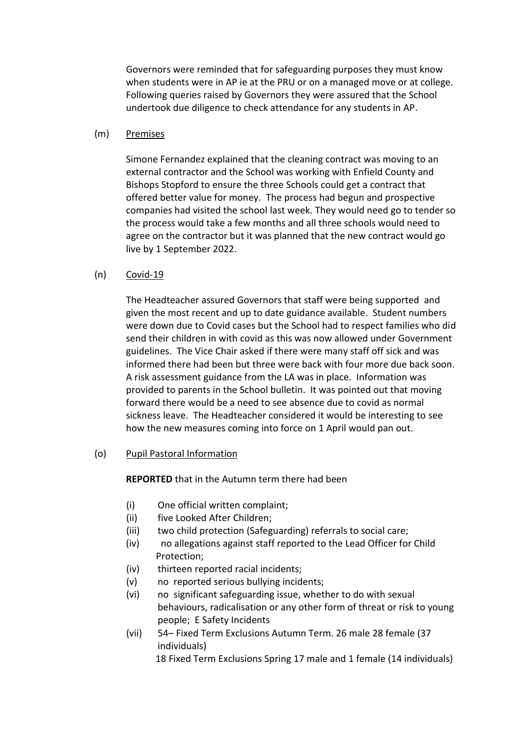Governors were reminded that for safeguarding purposes they must know when students were in AP ie at the PRU or on a managed move or at college. Following queries raised by Governors they were assured that the School undertook due diligence to check attendance for any students in AP.

(m) Premises

Simone Fernandez explained that the cleaning contract was moving to an external contractor and the School was working with Enfield County and Bishops Stopford to ensure the three Schools could get a contract that offered better value for money. The process had begun and prospective companies had visited the school last week. They would need go to tender so the process would take a few months and all three schools would need to agree on the contractor but it was planned that the new contract would go live by 1 September 2022.

(n) Covid-19

The Headteacher assured Governors that staff were being supported and given the most recent and up to date guidance available. Student numbers were down due to Covid cases but the School had to respect families who did send their children in with covid as this was now allowed under Government guidelines. The Vice Chair asked if there were many staff off sick and was informed there had been but three were back with four more due back soon. A risk assessment guidance from the LA was in place. Information was provided to parents in the School bulletin. It was pointed out that moving forward there would be a need to see absence due to covid as normal sickness leave. The Headteacher considered it would be interesting to see how the new measures coming into force on 1 April would pan out.

(o) Pupil Pastoral Information

**REPORTED** that in the Autumn term there had been

(i) One official written complaint;
(ii) five Looked After Children;
(iii) two child protection (Safeguarding) referrals to social care;
(iv) no allegations against staff reported to the Lead Officer for Child Protection;
(iv) thirteen reported racial incidents;
(v) no reported serious bullying incidents;
(vi) no significant safeguarding issue, whether to do with sexual behaviours, radicalisation or any other form of threat or risk to young people; E Safety Incidents
(vii) 54– Fixed Term Exclusions Autumn Term. 26 male 28 female (37 individuals)
18 Fixed Term Exclusions Spring 17 male and 1 female (14 individuals)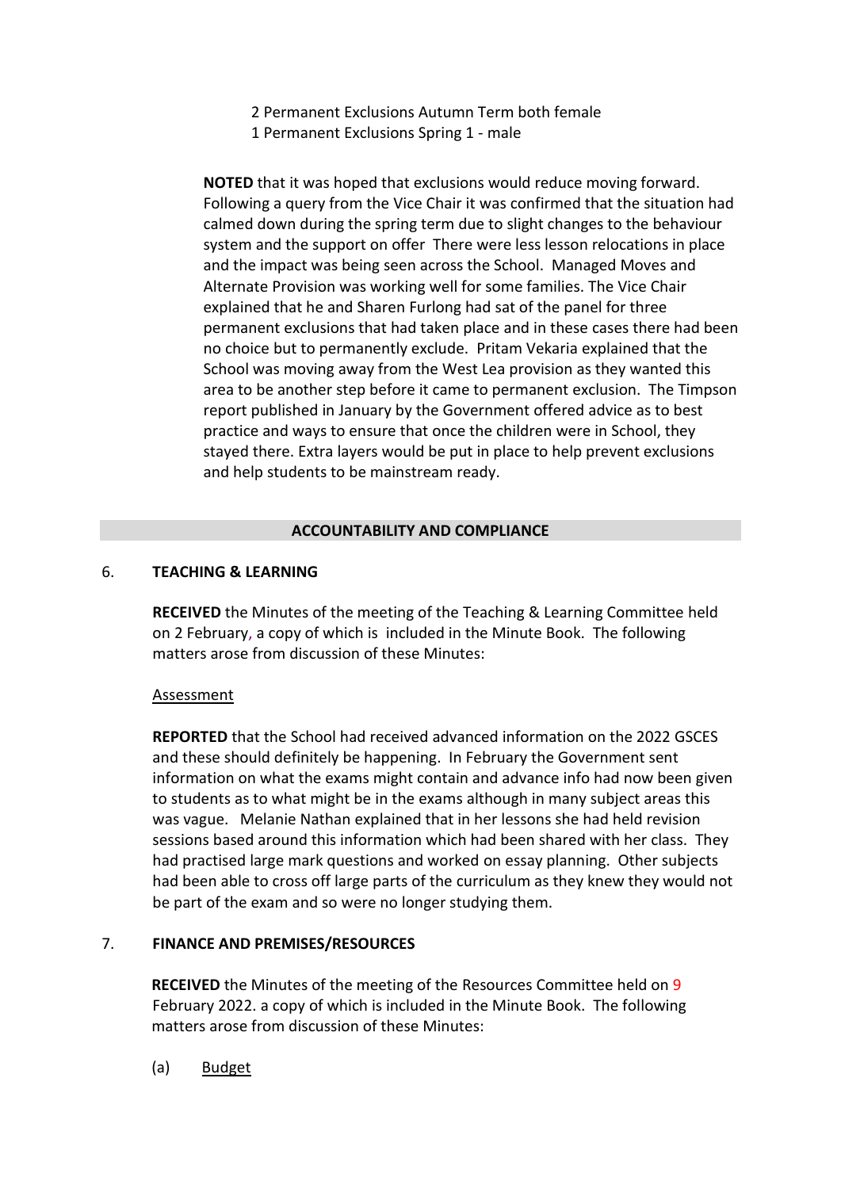2 Permanent Exclusions Autumn Term both female
1 Permanent Exclusions Spring 1 - male

**NOTED** that it was hoped that exclusions would reduce moving forward. Following a query from the Vice Chair it was confirmed that the situation had calmed down during the spring term due to slight changes to the behaviour system and the support on offer There were less lesson relocations in place and the impact was being seen across the School. Managed Moves and Alternate Provision was working well for some families. The Vice Chair explained that he and Sharen Furlong had sat of the panel for three permanent exclusions that had taken place and in these cases there had been no choice but to permanently exclude. Pritam Vekaria explained that the School was moving away from the West Lea provision as they wanted this area to be another step before it came to permanent exclusion. The Timpson report published in January by the Government offered advice as to best practice and ways to ensure that once the children were in School, they stayed there. Extra layers would be put in place to help prevent exclusions and help students to be mainstream ready.

## ACCOUNTABILITY AND COMPLIANCE

### 6. TEACHING & LEARNING

**RECEIVED** the Minutes of the meeting of the Teaching & Learning Committee held on 2 February, a copy of which is included in the Minute Book. The following matters arose from discussion of these Minutes:

<u>Assessment</u>

**REPORTED** that the School had received advanced information on the 2022 GSCES and these should definitely be happening. In February the Government sent information on what the exams might contain and advance info had now been given to students as to what might be in the exams although in many subject areas this was vague. Melanie Nathan explained that in her lessons she had held revision sessions based around this information which had been shared with her class. They had practised large mark questions and worked on essay planning. Other subjects had been able to cross off large parts of the curriculum as they knew they would not be part of the exam and so were no longer studying them.

### 7. FINANCE AND PREMISES/RESOURCES

**RECEIVED** the Minutes of the meeting of the Resources Committee held on 9 February 2022. a copy of which is included in the Minute Book. The following matters arose from discussion of these Minutes:

(a) <u>Budget</u>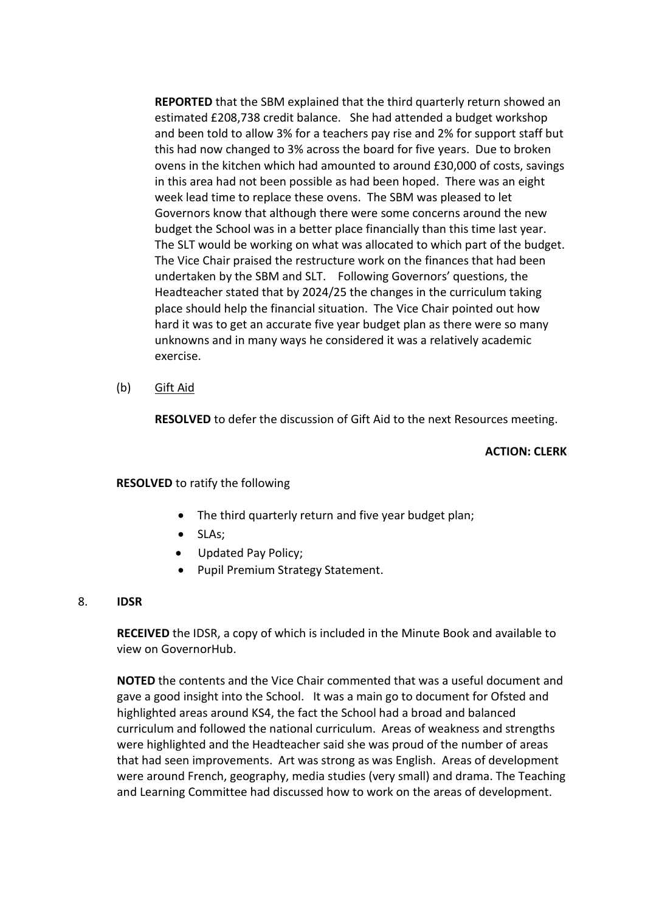**REPORTED** that the SBM explained that the third quarterly return showed an estimated £208,738 credit balance. She had attended a budget workshop and been told to allow 3% for a teachers pay rise and 2% for support staff but this had now changed to 3% across the board for five years. Due to broken ovens in the kitchen which had amounted to around £30,000 of costs, savings in this area had not been possible as had been hoped. There was an eight week lead time to replace these ovens. The SBM was pleased to let Governors know that although there were some concerns around the new budget the School was in a better place financially than this time last year. The SLT would be working on what was allocated to which part of the budget. The Vice Chair praised the restructure work on the finances that had been undertaken by the SBM and SLT. Following Governors' questions, the Headteacher stated that by 2024/25 the changes in the curriculum taking place should help the financial situation. The Vice Chair pointed out how hard it was to get an accurate five year budget plan as there were so many unknowns and in many ways he considered it was a relatively academic exercise.

(b) Gift Aid

**RESOLVED** to defer the discussion of Gift Aid to the next Resources meeting.

**ACTION: CLERK**

**RESOLVED** to ratify the following

- The third quarterly return and five year budget plan;
- SLAs;
- Updated Pay Policy;
- Pupil Premium Strategy Statement.

8. **IDSR**

**RECEIVED** the IDSR, a copy of which is included in the Minute Book and available to view on GovernorHub.

**NOTED** the contents and the Vice Chair commented that was a useful document and gave a good insight into the School. It was a main go to document for Ofsted and highlighted areas around KS4, the fact the School had a broad and balanced curriculum and followed the national curriculum. Areas of weakness and strengths were highlighted and the Headteacher said she was proud of the number of areas that had seen improvements. Art was strong as was English. Areas of development were around French, geography, media studies (very small) and drama. The Teaching and Learning Committee had discussed how to work on the areas of development.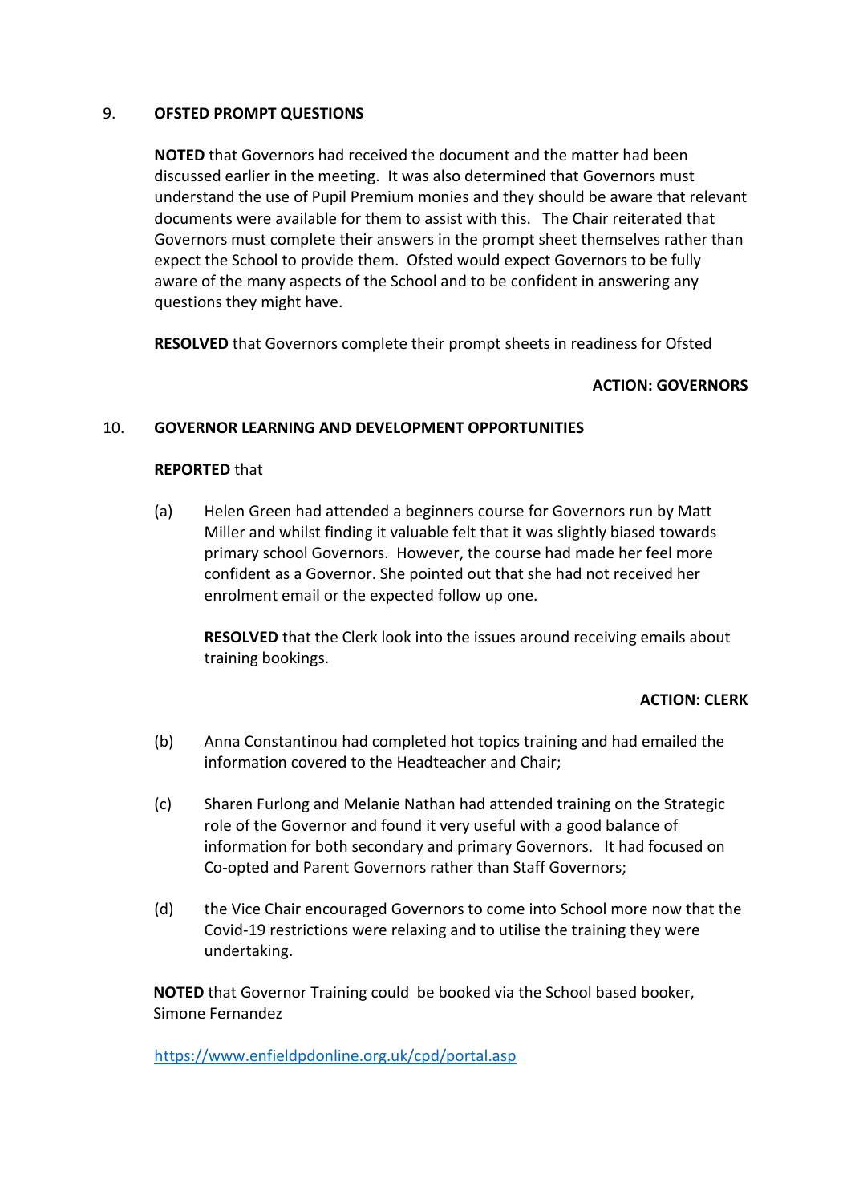## 9. OFSTED PROMPT QUESTIONS

**NOTED** that Governors had received the document and the matter had been discussed earlier in the meeting. It was also determined that Governors must understand the use of Pupil Premium monies and they should be aware that relevant documents were available for them to assist with this. The Chair reiterated that Governors must complete their answers in the prompt sheet themselves rather than expect the School to provide them. Ofsted would expect Governors to be fully aware of the many aspects of the School and to be confident in answering any questions they might have.

**RESOLVED** that Governors complete their prompt sheets in readiness for Ofsted

**ACTION: GOVERNORS**

## 10. GOVERNOR LEARNING AND DEVELOPMENT OPPORTUNITIES

**REPORTED** that

(a) Helen Green had attended a beginners course for Governors run by Matt Miller and whilst finding it valuable felt that it was slightly biased towards primary school Governors. However, the course had made her feel more confident as a Governor. She pointed out that she had not received her enrolment email or the expected follow up one.

**RESOLVED** that the Clerk look into the issues around receiving emails about training bookings.

**ACTION: CLERK**

(b) Anna Constantinou had completed hot topics training and had emailed the information covered to the Headteacher and Chair;

(c) Sharen Furlong and Melanie Nathan had attended training on the Strategic role of the Governor and found it very useful with a good balance of information for both secondary and primary Governors. It had focused on Co-opted and Parent Governors rather than Staff Governors;

(d) the Vice Chair encouraged Governors to come into School more now that the Covid-19 restrictions were relaxing and to utilise the training they were undertaking.

**NOTED** that Governor Training could be booked via the School based booker, Simone Fernandez

https://www.enfieldpdonline.org.uk/cpd/portal.asp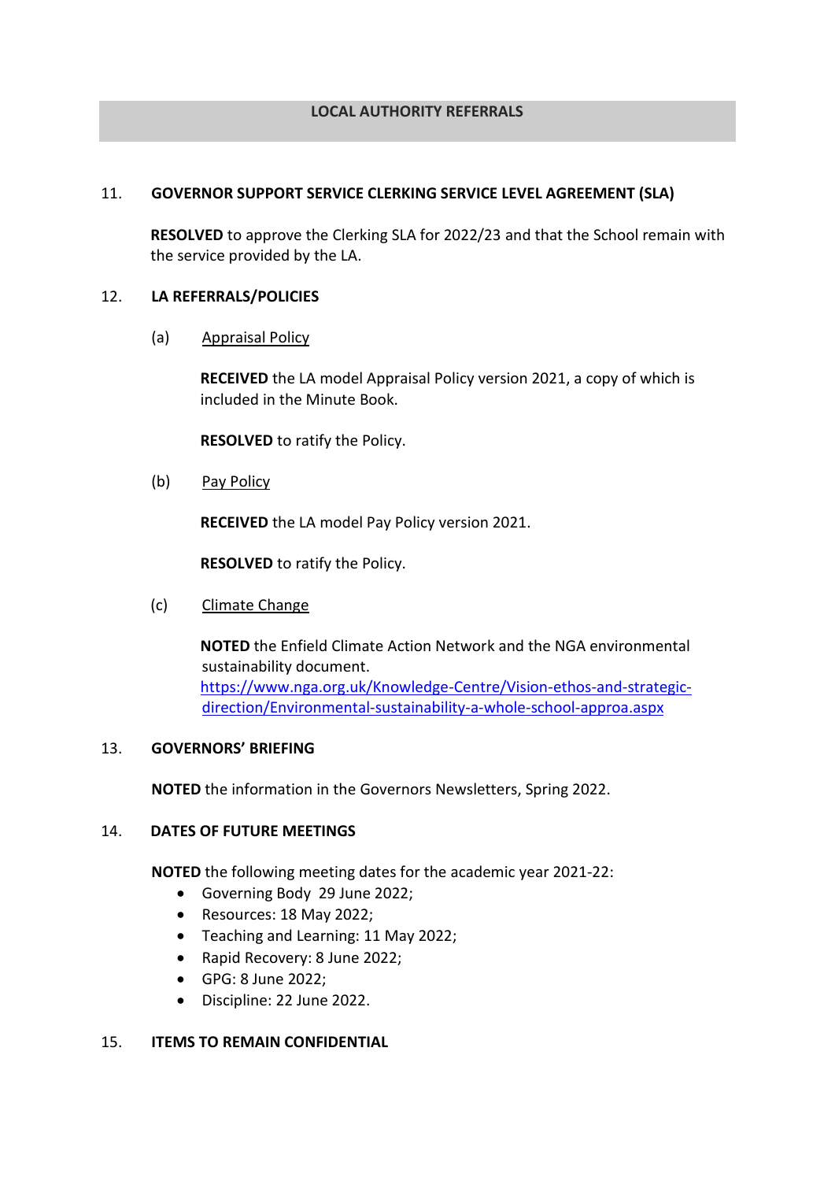## LOCAL AUTHORITY REFERRALS

### 11. GOVERNOR SUPPORT SERVICE CLERKING SERVICE LEVEL AGREEMENT (SLA)

**RESOLVED** to approve the Clerking SLA for 2022/23 and that the School remain with the service provided by the LA.

### 12. LA REFERRALS/POLICIES

(a) Appraisal Policy

**RECEIVED** the LA model Appraisal Policy version 2021, a copy of which is included in the Minute Book.

**RESOLVED** to ratify the Policy.

(b) Pay Policy

**RECEIVED** the LA model Pay Policy version 2021.

**RESOLVED** to ratify the Policy.

(c) Climate Change

**NOTED** the Enfield Climate Action Network and the NGA environmental sustainability document.
[https://www.nga.org.uk/Knowledge-Centre/Vision-ethos-and-strategic-direction/Environmental-sustainability-a-whole-school-approa.aspx](https://www.nga.org.uk/Knowledge-Centre/Vision-ethos-and-strategic-direction/Environmental-sustainability-a-whole-school-approa.aspx)

### 13. GOVERNORS' BRIEFING

**NOTED** the information in the Governors Newsletters, Spring 2022.

### 14. DATES OF FUTURE MEETINGS

**NOTED** the following meeting dates for the academic year 2021-22:

- Governing Body 29 June 2022;
- Resources: 18 May 2022;
- Teaching and Learning: 11 May 2022;
- Rapid Recovery: 8 June 2022;
- GPG: 8 June 2022;
- Discipline: 22 June 2022.

### 15. ITEMS TO REMAIN CONFIDENTIAL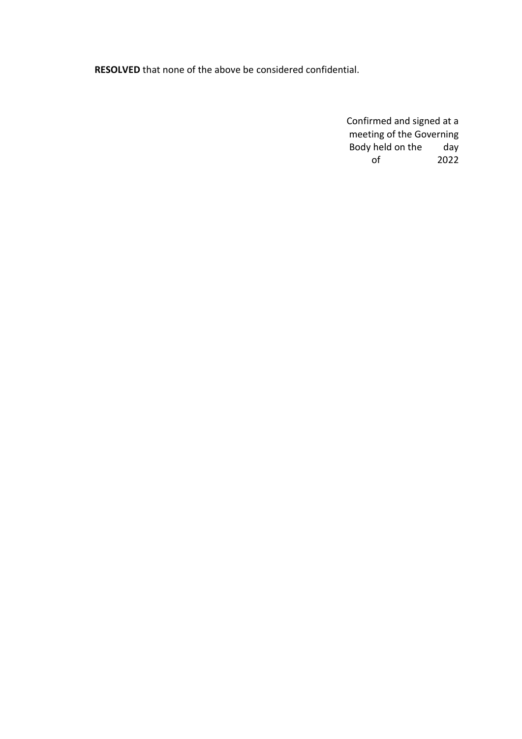**RESOLVED** that none of the above be considered confidential.

Confirmed and signed at a meeting of the Governing Body held on the day of 2022